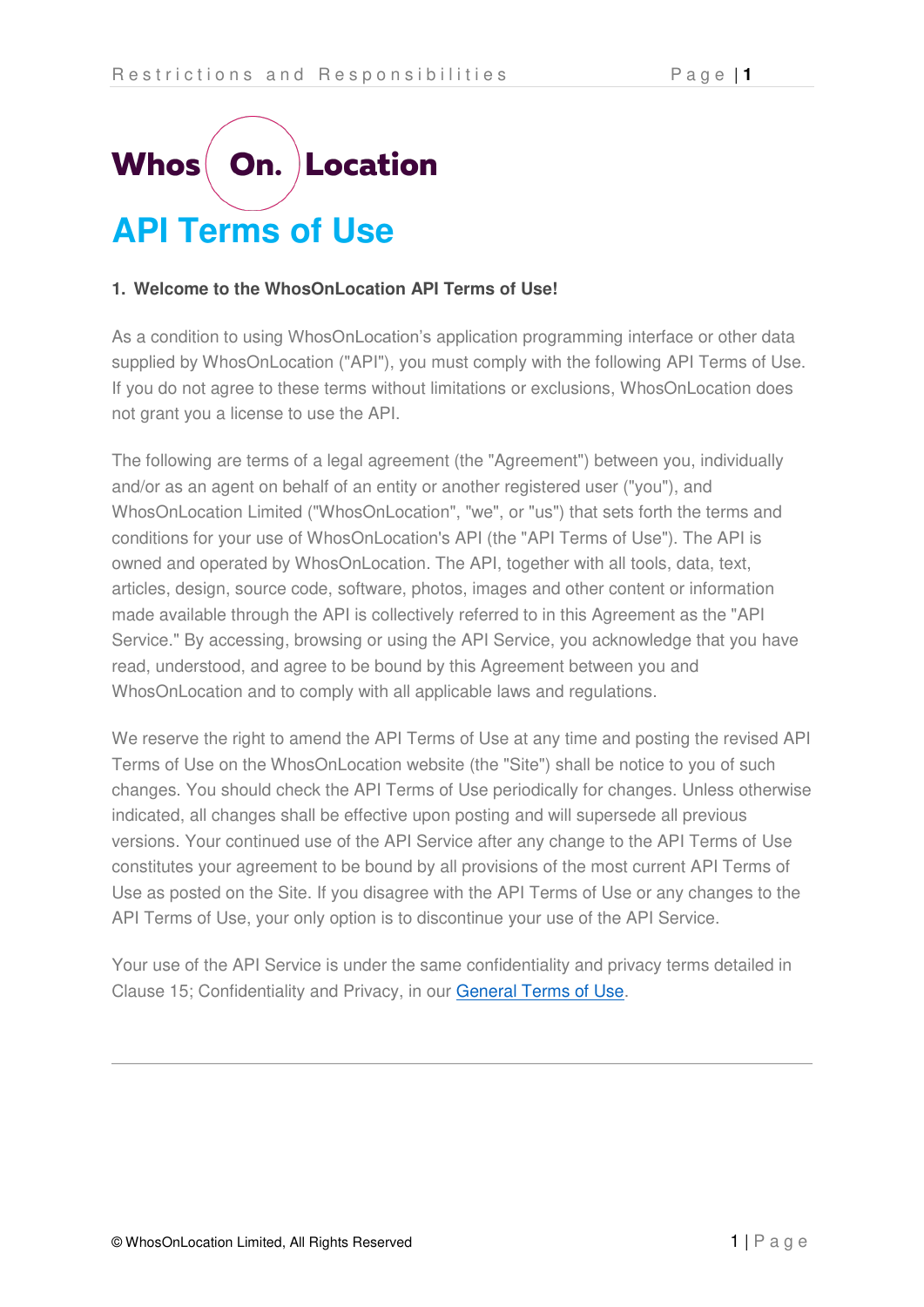# Whos On. Location

# API Terms of Use

## 1. Welcome to the WhosOnLocation API Terms of Use!

As a condition to using WhosOnLocation's application programming interface or other data supplied by WhosOnLocation ("API"), you must comply with the following API Terms of Use. If you do not agree to these terms without limitations or exclusions, WhosOnLocation does not grant you a license to use the API.

The following are terms of a legal agreement (the "Agreement") between you, individually and/or as an agent on behalf of an entity or another registered user ("you"), and WhosOnLocation Limited ("WhosOnLocation", "we", or "us") that sets forth the terms and conditions for your use of WhosOnLocation's API (the "API Terms of Use"). The API is owned and operated by WhosOnLocation. The API, together with all tools, data, text, articles, design, source code, software, photos, images and other content or information made available through the API is collectively referred to in this Agreement as the "API Service." By accessing, browsing or using the API Service, you acknowledge that you have read, understood, and agree to be bound by this Agreement between you and WhosOnLocation and to comply with all applicable laws and regulations.

We reserve the right to amend the API Terms of Use at any time and posting the revised API Terms of Use on the WhosOnLocation website (the "Site") shall be notice to you of such changes. You should check the API Terms of Use periodically for changes. Unless otherwise indicated, all changes shall be effective upon posting and will supersede all previous versions. Your continued use of the API Service after any change to the API Terms of Use constitutes your agreement to be bound by all provisions of the most current API Terms of Use as posted on the Site. If you disagree with the API Terms of Use or any changes to the API Terms of Use, your only option is to discontinue your use of the API Service.

Your use of the API Service is under the same confidentiality and privacy terms detailed in Clause 15; Confidentiality and Privacy, in our General Terms of Use.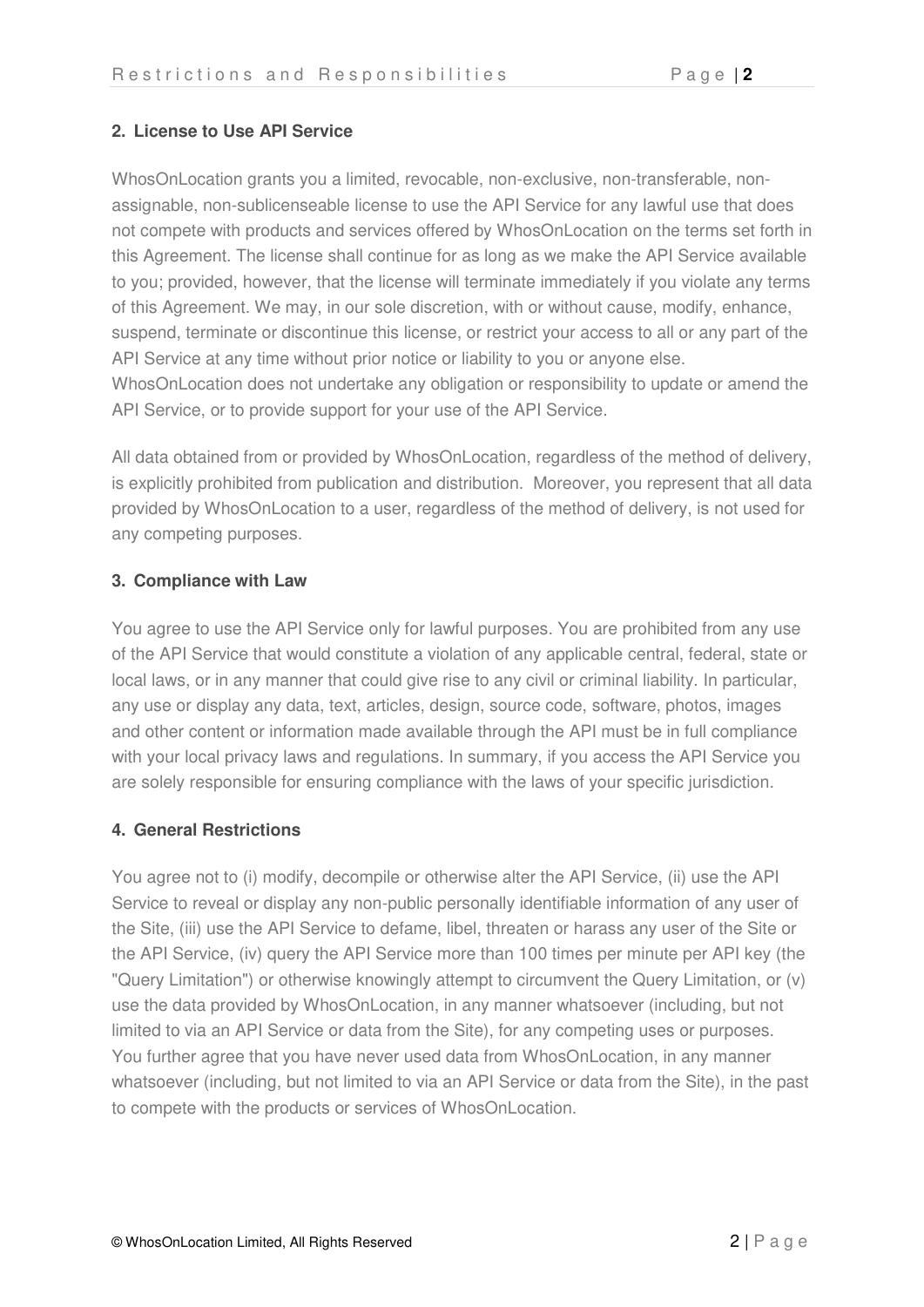## 2. License to Use API Service

WhosOnLocation grants you a limited, revocable, non-exclusive, non-transferable, non-assignable, non-sublicenseable license to use the API Service for any lawful use that does not compete with products and services offered by WhosOnLocation on the terms set forth in this Agreement. The license shall continue for as long as we make the API Service available to you; provided, however, that the license will terminate immediately if you violate any terms of this Agreement. We may, in our sole discretion, with or without cause, modify, enhance, suspend, terminate or discontinue this license, or restrict your access to all or any part of the API Service at any time without prior notice or liability to you or anyone else. WhosOnLocation does not undertake any obligation or responsibility to update or amend the API Service, or to provide support for your use of the API Service.

All data obtained from or provided by WhosOnLocation, regardless of the method of delivery, is explicitly prohibited from publication and distribution. Moreover, you represent that all data provided by WhosOnLocation to a user, regardless of the method of delivery, is not used for any competing purposes.

## 3. Compliance with Law

You agree to use the API Service only for lawful purposes. You are prohibited from any use of the API Service that would constitute a violation of any applicable central, federal, state or local laws, or in any manner that could give rise to any civil or criminal liability. In particular, any use or display any data, text, articles, design, source code, software, photos, images and other content or information made available through the API must be in full compliance with your local privacy laws and regulations. In summary, if you access the API Service you are solely responsible for ensuring compliance with the laws of your specific jurisdiction.

## 4. General Restrictions

You agree not to (i) modify, decompile or otherwise alter the API Service, (ii) use the API Service to reveal or display any non-public personally identifiable information of any user of the Site, (iii) use the API Service to defame, libel, threaten or harass any user of the Site or the API Service, (iv) query the API Service more than 100 times per minute per API key (the "Query Limitation") or otherwise knowingly attempt to circumvent the Query Limitation, or (v) use the data provided by WhosOnLocation, in any manner whatsoever (including, but not limited to via an API Service or data from the Site), for any competing uses or purposes. You further agree that you have never used data from WhosOnLocation, in any manner whatsoever (including, but not limited to via an API Service or data from the Site), in the past to compete with the products or services of WhosOnLocation.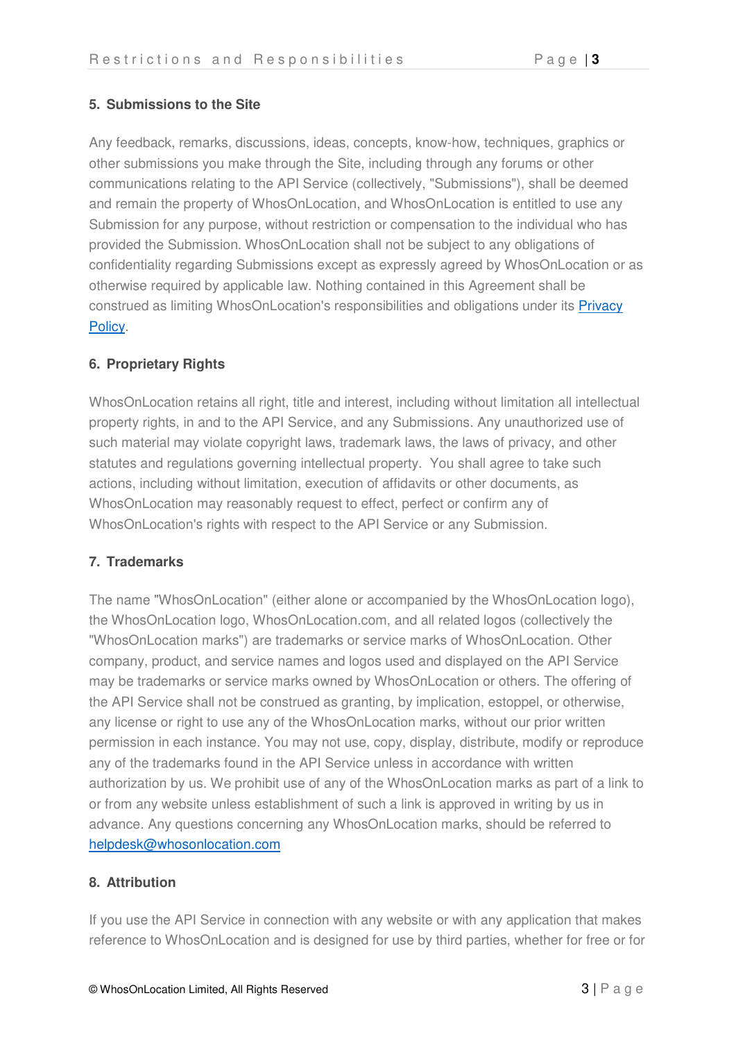## 5. Submissions to the Site

Any feedback, remarks, discussions, ideas, concepts, know-how, techniques, graphics or other submissions you make through the Site, including through any forums or other communications relating to the API Service (collectively, "Submissions"), shall be deemed and remain the property of WhosOnLocation, and WhosOnLocation is entitled to use any Submission for any purpose, without restriction or compensation to the individual who has provided the Submission. WhosOnLocation shall not be subject to any obligations of confidentiality regarding Submissions except as expressly agreed by WhosOnLocation or as otherwise required by applicable law. Nothing contained in this Agreement shall be construed as limiting WhosOnLocation's responsibilities and obligations under its [Privacy Policy](https://).

## 6. Proprietary Rights

WhosOnLocation retains all right, title and interest, including without limitation all intellectual property rights, in and to the API Service, and any Submissions. Any unauthorized use of such material may violate copyright laws, trademark laws, the laws of privacy, and other statutes and regulations governing intellectual property. You shall agree to take such actions, including without limitation, execution of affidavits or other documents, as WhosOnLocation may reasonably request to effect, perfect or confirm any of WhosOnLocation's rights with respect to the API Service or any Submission.

## 7. Trademarks

The name "WhosOnLocation" (either alone or accompanied by the WhosOnLocation logo), the WhosOnLocation logo, WhosOnLocation.com, and all related logos (collectively the "WhosOnLocation marks") are trademarks or service marks of WhosOnLocation. Other company, product, and service names and logos used and displayed on the API Service may be trademarks or service marks owned by WhosOnLocation or others. The offering of the API Service shall not be construed as granting, by implication, estoppel, or otherwise, any license or right to use any of the WhosOnLocation marks, without our prior written permission in each instance. You may not use, copy, display, distribute, modify or reproduce any of the trademarks found in the API Service unless in accordance with written authorization by us. We prohibit use of any of the WhosOnLocation marks as part of a link to or from any website unless establishment of such a link is approved in writing by us in advance. Any questions concerning any WhosOnLocation marks, should be referred to helpdesk@whosonlocation.com

## 8. Attribution

If you use the API Service in connection with any website or with any application that makes reference to WhosOnLocation and is designed for use by third parties, whether for free or for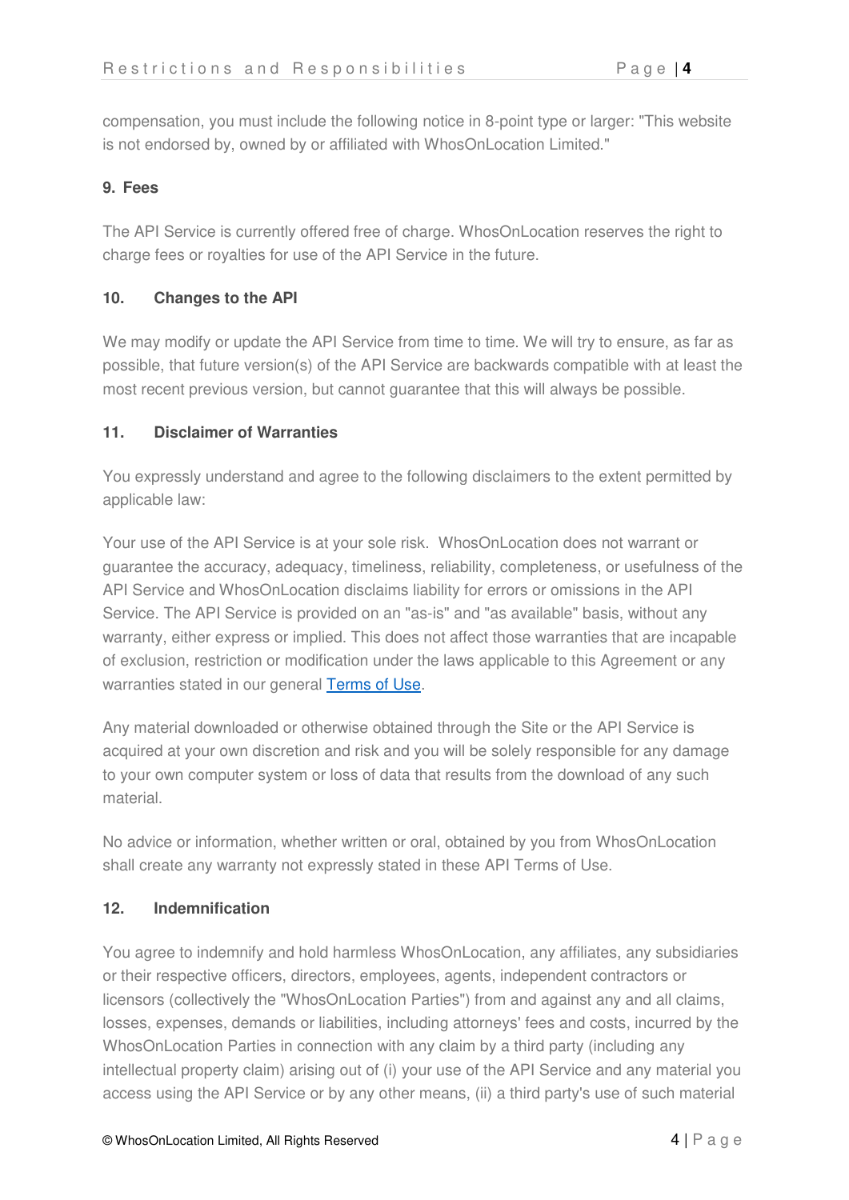compensation, you must include the following notice in 8-point type or larger: "This website is not endorsed by, owned by or affiliated with WhosOnLocation Limited."

**9. Fees**

The API Service is currently offered free of charge. WhosOnLocation reserves the right to charge fees or royalties for use of the API Service in the future.

**10. Changes to the API**

We may modify or update the API Service from time to time. We will try to ensure, as far as possible, that future version(s) of the API Service are backwards compatible with at least the most recent previous version, but cannot guarantee that this will always be possible.

**11. Disclaimer of Warranties**

You expressly understand and agree to the following disclaimers to the extent permitted by applicable law:

Your use of the API Service is at your sole risk. WhosOnLocation does not warrant or guarantee the accuracy, adequacy, timeliness, reliability, completeness, or usefulness of the API Service and WhosOnLocation disclaims liability for errors or omissions in the API Service. The API Service is provided on an "as-is" and "as available" basis, without any warranty, either express or implied. This does not affect those warranties that are incapable of exclusion, restriction or modification under the laws applicable to this Agreement or any warranties stated in our general Terms of Use.

Any material downloaded or otherwise obtained through the Site or the API Service is acquired at your own discretion and risk and you will be solely responsible for any damage to your own computer system or loss of data that results from the download of any such material.

No advice or information, whether written or oral, obtained by you from WhosOnLocation shall create any warranty not expressly stated in these API Terms of Use.

**12. Indemnification**

You agree to indemnify and hold harmless WhosOnLocation, any affiliates, any subsidiaries or their respective officers, directors, employees, agents, independent contractors or licensors (collectively the "WhosOnLocation Parties") from and against any and all claims, losses, expenses, demands or liabilities, including attorneys' fees and costs, incurred by the WhosOnLocation Parties in connection with any claim by a third party (including any intellectual property claim) arising out of (i) your use of the API Service and any material you access using the API Service or by any other means, (ii) a third party's use of such material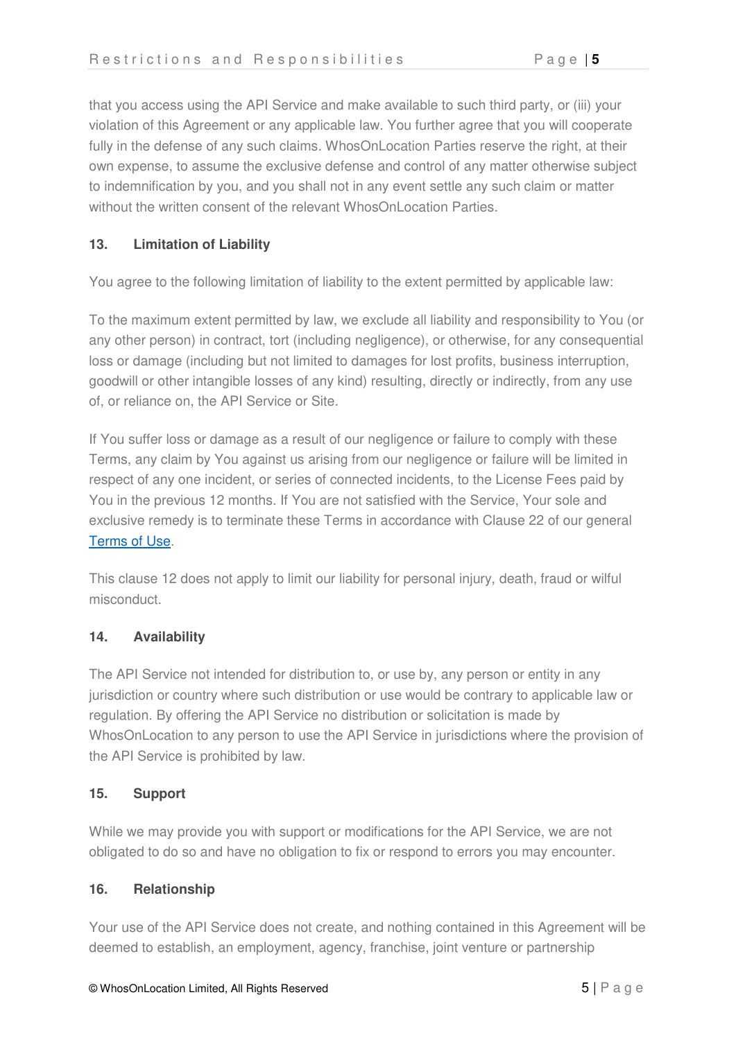that you access using the API Service and make available to such third party, or (iii) your violation of this Agreement or any applicable law. You further agree that you will cooperate fully in the defense of any such claims. WhosOnLocation Parties reserve the right, at their own expense, to assume the exclusive defense and control of any matter otherwise subject to indemnification by you, and you shall not in any event settle any such claim or matter without the written consent of the relevant WhosOnLocation Parties.

## 13. Limitation of Liability

You agree to the following limitation of liability to the extent permitted by applicable law:

To the maximum extent permitted by law, we exclude all liability and responsibility to You (or any other person) in contract, tort (including negligence), or otherwise, for any consequential loss or damage (including but not limited to damages for lost profits, business interruption, goodwill or other intangible losses of any kind) resulting, directly or indirectly, from any use of, or reliance on, the API Service or Site.

If You suffer loss or damage as a result of our negligence or failure to comply with these Terms, any claim by You against us arising from our negligence or failure will be limited in respect of any one incident, or series of connected incidents, to the License Fees paid by You in the previous 12 months. If You are not satisfied with the Service, Your sole and exclusive remedy is to terminate these Terms in accordance with Clause 22 of our general Terms of Use.

This clause 12 does not apply to limit our liability for personal injury, death, fraud or wilful misconduct.

## 14. Availability

The API Service not intended for distribution to, or use by, any person or entity in any jurisdiction or country where such distribution or use would be contrary to applicable law or regulation. By offering the API Service no distribution or solicitation is made by WhosOnLocation to any person to use the API Service in jurisdictions where the provision of the API Service is prohibited by law.

## 15. Support

While we may provide you with support or modifications for the API Service, we are not obligated to do so and have no obligation to fix or respond to errors you may encounter.

## 16. Relationship

Your use of the API Service does not create, and nothing contained in this Agreement will be deemed to establish, an employment, agency, franchise, joint venture or partnership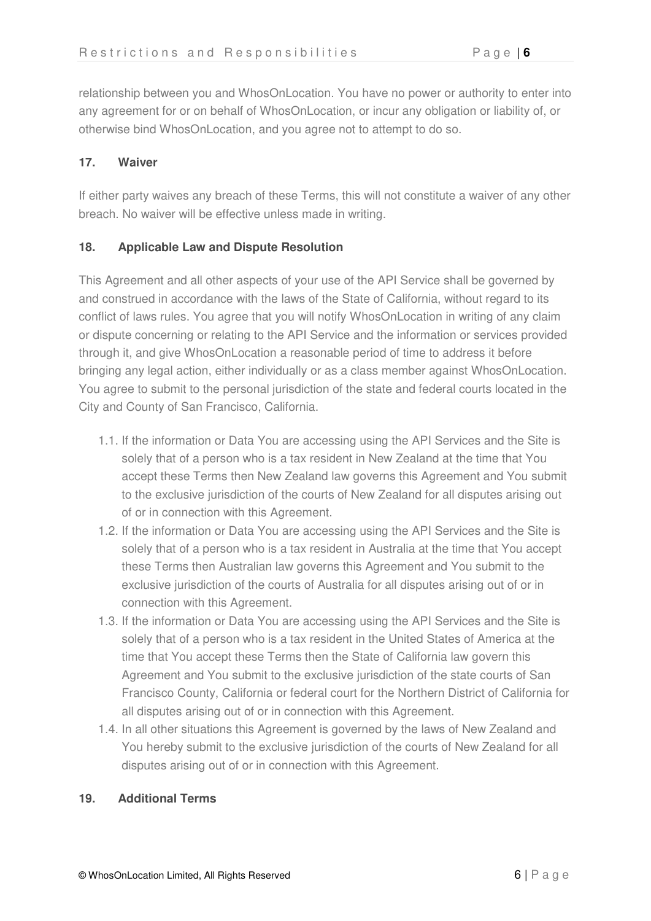relationship between you and WhosOnLocation. You have no power or authority to enter into any agreement for or on behalf of WhosOnLocation, or incur any obligation or liability of, or otherwise bind WhosOnLocation, and you agree not to attempt to do so.

### 17. Waiver

If either party waives any breach of these Terms, this will not constitute a waiver of any other breach. No waiver will be effective unless made in writing.

### 18. Applicable Law and Dispute Resolution

This Agreement and all other aspects of your use of the API Service shall be governed by and construed in accordance with the laws of the State of California, without regard to its conflict of laws rules. You agree that you will notify WhosOnLocation in writing of any claim or dispute concerning or relating to the API Service and the information or services provided through it, and give WhosOnLocation a reasonable period of time to address it before bringing any legal action, either individually or as a class member against WhosOnLocation. You agree to submit to the personal jurisdiction of the state and federal courts located in the City and County of San Francisco, California.

1.1. If the information or Data You are accessing using the API Services and the Site is solely that of a person who is a tax resident in New Zealand at the time that You accept these Terms then New Zealand law governs this Agreement and You submit to the exclusive jurisdiction of the courts of New Zealand for all disputes arising out of or in connection with this Agreement.

1.2. If the information or Data You are accessing using the API Services and the Site is solely that of a person who is a tax resident in Australia at the time that You accept these Terms then Australian law governs this Agreement and You submit to the exclusive jurisdiction of the courts of Australia for all disputes arising out of or in connection with this Agreement.

1.3. If the information or Data You are accessing using the API Services and the Site is solely that of a person who is a tax resident in the United States of America at the time that You accept these Terms then the State of California law govern this Agreement and You submit to the exclusive jurisdiction of the state courts of San Francisco County, California or federal court for the Northern District of California for all disputes arising out of or in connection with this Agreement.

1.4. In all other situations this Agreement is governed by the laws of New Zealand and You hereby submit to the exclusive jurisdiction of the courts of New Zealand for all disputes arising out of or in connection with this Agreement.

### 19. Additional Terms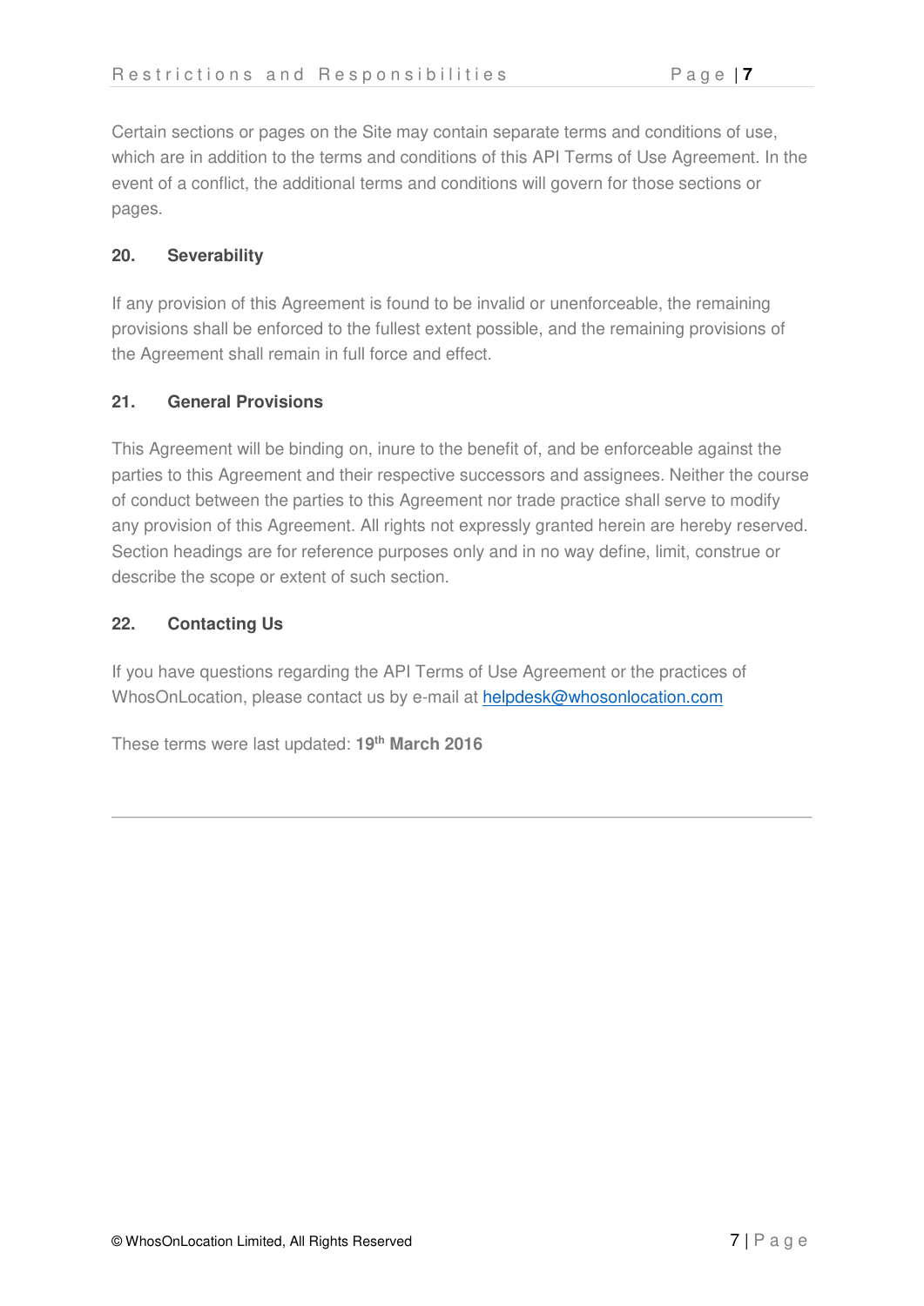Certain sections or pages on the Site may contain separate terms and conditions of use, which are in addition to the terms and conditions of this API Terms of Use Agreement. In the event of a conflict, the additional terms and conditions will govern for those sections or pages.

### 20. Severability

If any provision of this Agreement is found to be invalid or unenforceable, the remaining provisions shall be enforced to the fullest extent possible, and the remaining provisions of the Agreement shall remain in full force and effect.

### 21. General Provisions

This Agreement will be binding on, inure to the benefit of, and be enforceable against the parties to this Agreement and their respective successors and assignees. Neither the course of conduct between the parties to this Agreement nor trade practice shall serve to modify any provision of this Agreement. All rights not expressly granted herein are hereby reserved. Section headings are for reference purposes only and in no way define, limit, construe or describe the scope or extent of such section.

### 22. Contacting Us

If you have questions regarding the API Terms of Use Agreement or the practices of WhosOnLocation, please contact us by e-mail at helpdesk@whosonlocation.com

These terms were last updated: **19th March 2016**